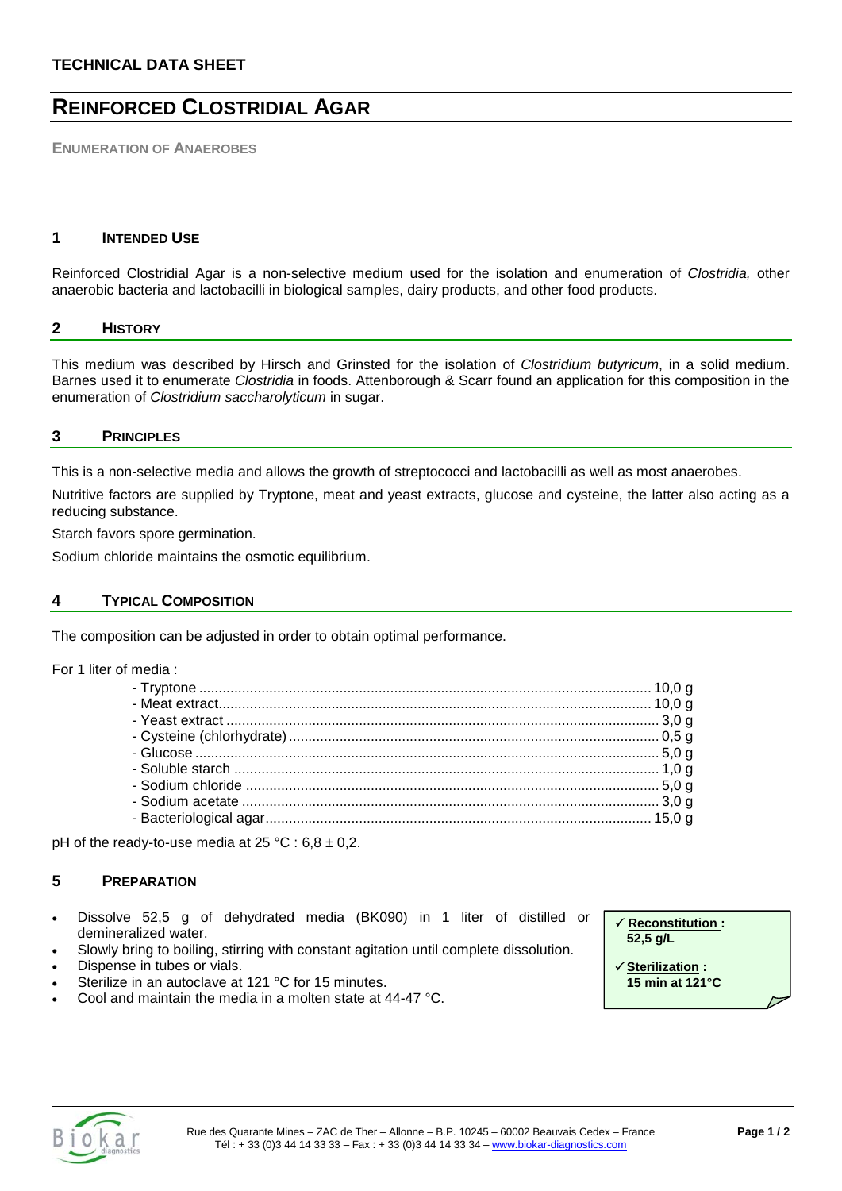TECHNICAL DATA SHEET

# REINFORCED CLOSTRIDIAL AGAR

ENUMERATION OF ANAEROBES

## 1 INTENDED USE

Reinforced Clostridial Agar is a non-selective medium used for the isolation and enumeration of *Clostridia,* other anaerobic bacteria and lactobacilli in biological samples, dairy products, and other food products.

## 2 HISTORY

This medium was described by Hirsch and Grinsted for the isolation of *Clostridium butyricum*, in a solid medium. Barnes used it to enumerate *Clostridia* in foods. Attenborough & Scarr found an application for this composition in the enumeration of *Clostridium saccharolyticum* in sugar.

## 3 PRINCIPLES

This is a non-selective media and allows the growth of streptococci and lactobacilli as well as most anaerobes.

Nutritive factors are supplied by Tryptone, meat and yeast extracts, glucose and cysteine, the latter also acting as a reducing substance.

Starch favors spore germination.

Sodium chloride maintains the osmotic equilibrium.

## 4 TYPICAL COMPOSITION

The composition can be adjusted in order to obtain optimal performance.

For 1 liter of media :

- Tryptone .................................................. 10,0 g
- Meat extract.............................................. 10,0 g
- Yeast extract ............................................ 3,0 g
- Cysteine (chlorhydrate) .............................. 0,5 g
- Glucose .................................................... 5,0 g
- Soluble starch ........................................... 1,0 g
- Sodium chloride ........................................ 5,0 g
- Sodium acetate ......................................... 3,0 g
- Bacteriological agar.................................... 15,0 g

pH of the ready-to-use media at 25 °C : 6,8 ± 0,2.

## 5 PREPARATION

- Dissolve 52,5 g of dehydrated media (BK090) in 1 liter of distilled or demineralized water.
- Slowly bring to boiling, stirring with constant agitation until complete dissolution.
- Dispense in tubes or vials.
- Sterilize in an autoclave at 121 °C for 15 minutes.
- Cool and maintain the media in a molten state at 44-47 °C.

✓ **Reconstitution : 52,5 g/L**

✓ **Sterilization : 15 min at 121°C**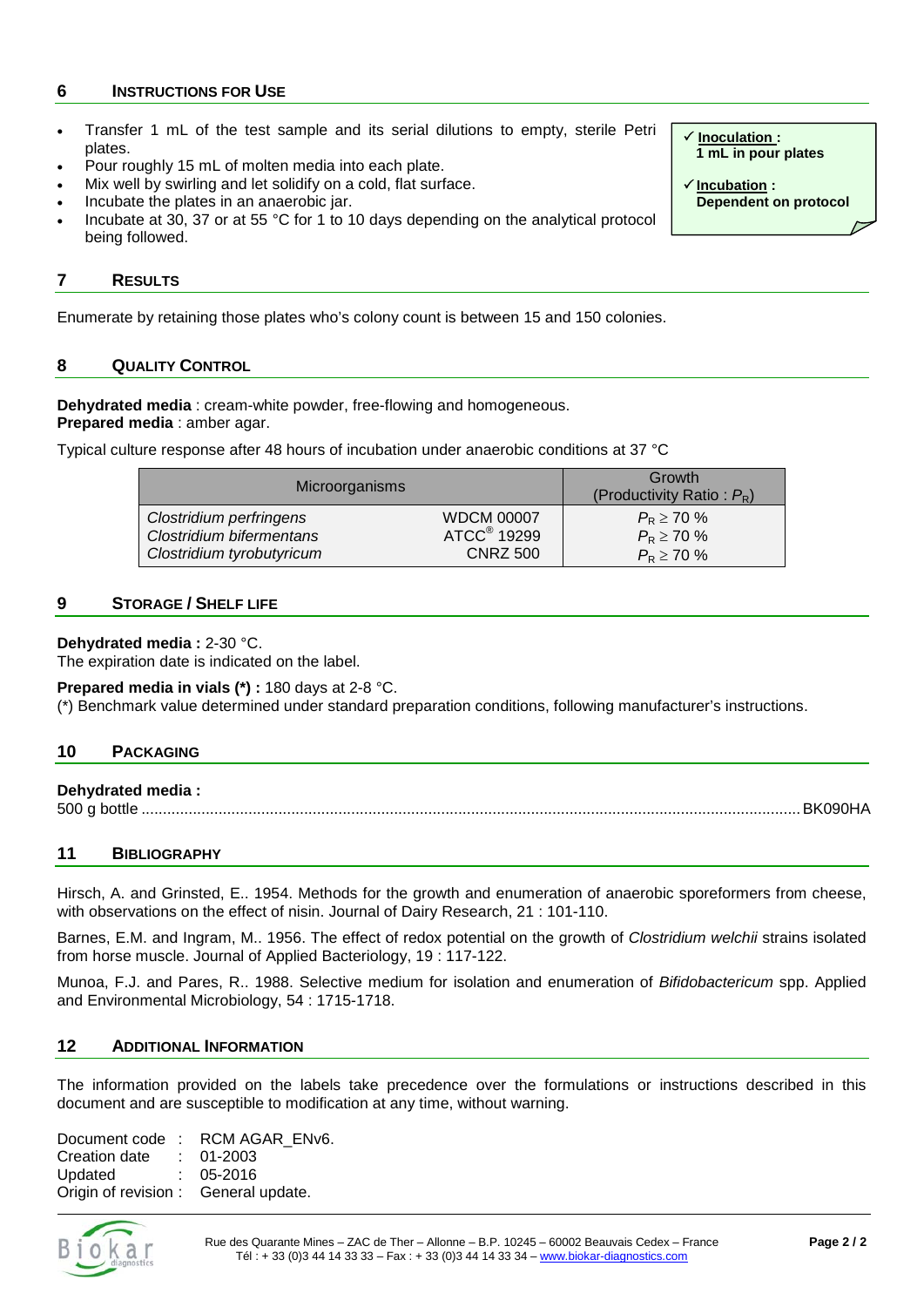## 6 INSTRUCTIONS FOR USE

- Transfer 1 mL of the test sample and its serial dilutions to empty, sterile Petri plates.
- Pour roughly 15 mL of molten media into each plate.
- Mix well by swirling and let solidify on a cold, flat surface.
- Incubate the plates in an anaerobic jar.
- Incubate at 30, 37 or at 55 °C for 1 to 10 days depending on the analytical protocol being followed.

✓ **Inoculation :**
**1 mL in pour plates**

✓ **Incubation :**
**Dependent on protocol**

## 7 RESULTS

Enumerate by retaining those plates who's colony count is between 15 and 150 colonies.

## 8 QUALITY CONTROL

**Dehydrated media** : cream-white powder, free-flowing and homogeneous.
**Prepared media** : amber agar.

Typical culture response after 48 hours of incubation under anaerobic conditions at 37 °C

| Microorganisms | | Growth (Productivity Ratio : $P_R$) |
|---|---|---|
| *Clostridium perfringens* | WDCM 00007 | $P_R \geq 70$ % |
| *Clostridium bifermentans* | ATCC® 19299 | $P_R \geq 70$ % |
| *Clostridium tyrobutyricum* | CNRZ 500 | $P_R \geq 70$ % |

## 9 STORAGE / SHELF LIFE

**Dehydrated media :** 2-30 °C.
The expiration date is indicated on the label.

**Prepared media in vials (*) :** 180 days at 2-8 °C.
(*) Benchmark value determined under standard preparation conditions, following manufacturer's instructions.

## 10 PACKAGING

**Dehydrated media :**
500 g bottle ........................................................................................................ BK090HA

## 11 BIBLIOGRAPHY

Hirsch, A. and Grinsted, E.. 1954. Methods for the growth and enumeration of anaerobic sporeformers from cheese, with observations on the effect of nisin. Journal of Dairy Research, 21 : 101-110.

Barnes, E.M. and Ingram, M.. 1956. The effect of redox potential on the growth of *Clostridium welchii* strains isolated from horse muscle. Journal of Applied Bacteriology, 19 : 117-122.

Munoa, F.J. and Pares, R.. 1988. Selective medium for isolation and enumeration of *Bifidobactericum* spp. Applied and Environmental Microbiology, 54 : 1715-1718.

## 12 ADDITIONAL INFORMATION

The information provided on the labels take precedence over the formulations or instructions described in this document and are susceptible to modification at any time, without warning.

Document code : RCM AGAR_ENv6.
Creation date : 01-2003
Updated : 05-2016
Origin of revision : General update.

Rue des Quarante Mines – ZAC de Ther – Allonne – B.P. 10245 – 60002 Beauvais Cedex – France
Tél : + 33 (0)3 44 14 33 33 – Fax : + 33 (0)3 44 14 33 34 – www.biokar-diagnostics.com